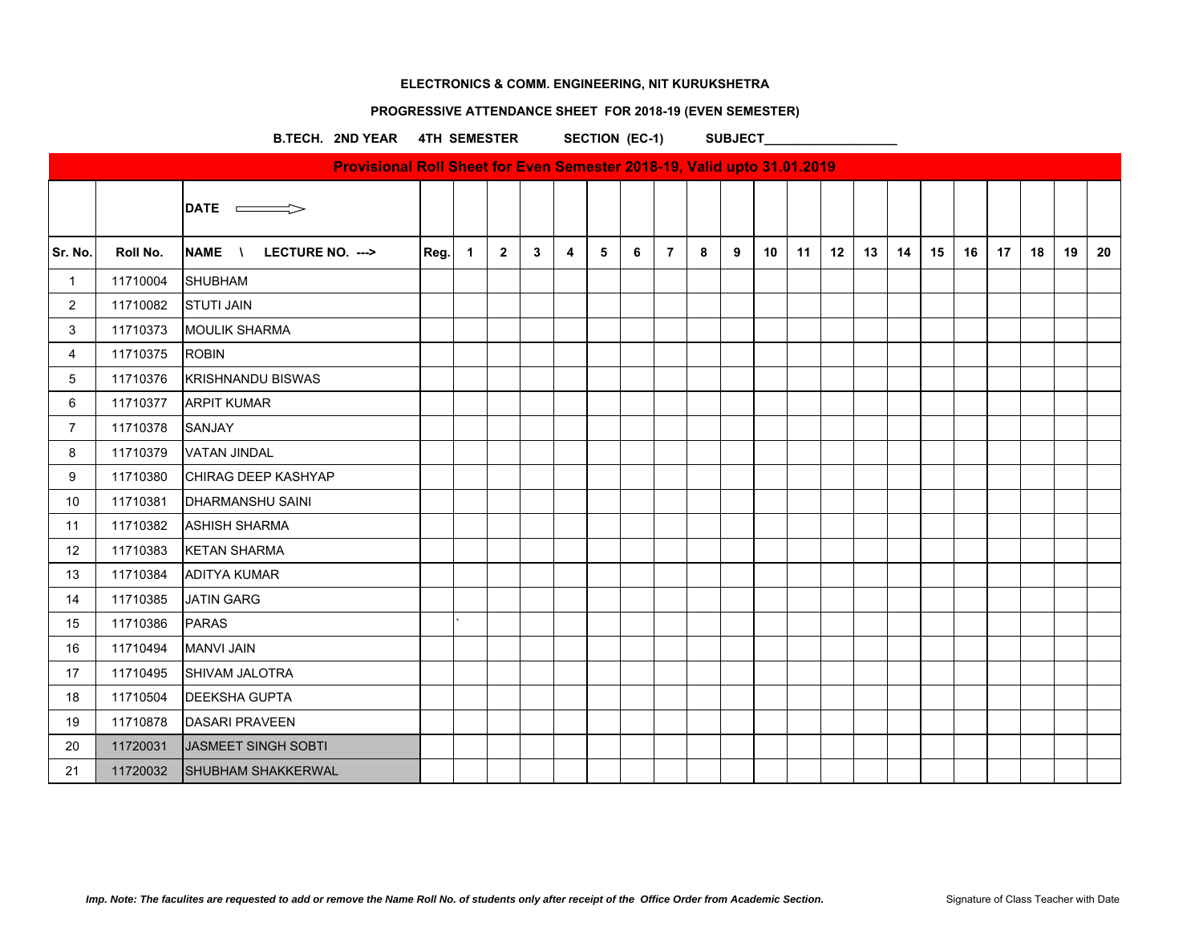**ELECTRONICS & COMM. ENGINEERING, NIT KURUKSHETRA**

**PROGRESSIVE ATTENDANCE SHEET FOR 2018-19 (EVEN SEMESTER)**

**B.TECH. 2ND YEAR 4TH SEMESTER SECTION (EC-1) SUBJECT___________________**

**Provisional Roll Sheet for Even Semester 2018-19, Valid upto 31.01.2019**

| | | DATE ⟹ | | | | | | | | | | | | | | | | | | | | | |
|---|---|---|---|---|---|---|---|---|---|---|---|---|---|---|---|---|---|---|---|---|---|---|---|
| **Sr. No.** | **Roll No.** | **NAME \ LECTURE NO. --->** | **Reg.** | **1** | **2** | **3** | **4** | **5** | **6** | **7** | **8** | **9** | **10** | **11** | **12** | **13** | **14** | **15** | **16** | **17** | **18** | **19** | **20** |
| 1 | 11710004 | SHUBHAM | | | | | | | | | | | | | | | | | | | | | |
| 2 | 11710082 | STUTI JAIN | | | | | | | | | | | | | | | | | | | | | |
| 3 | 11710373 | MOULIK SHARMA | | | | | | | | | | | | | | | | | | | | | |
| 4 | 11710375 | ROBIN | | | | | | | | | | | | | | | | | | | | | |
| 5 | 11710376 | KRISHNANDU BISWAS | | | | | | | | | | | | | | | | | | | | | |
| 6 | 11710377 | ARPIT KUMAR | | | | | | | | | | | | | | | | | | | | | |
| 7 | 11710378 | SANJAY | | | | | | | | | | | | | | | | | | | | | |
| 8 | 11710379 | VATAN JINDAL | | | | | | | | | | | | | | | | | | | | | |
| 9 | 11710380 | CHIRAG DEEP KASHYAP | | | | | | | | | | | | | | | | | | | | | |
| 10 | 11710381 | DHARMANSHU SAINI | | | | | | | | | | | | | | | | | | | | | |
| 11 | 11710382 | ASHISH SHARMA | | | | | | | | | | | | | | | | | | | | | |
| 12 | 11710383 | KETAN SHARMA | | | | | | | | | | | | | | | | | | | | | |
| 13 | 11710384 | ADITYA KUMAR | | | | | | | | | | | | | | | | | | | | | |
| 14 | 11710385 | JATIN GARG | | | | | | | | | | | | | | | | | | | | | |
| 15 | 11710386 | PARAS | | ` | | | | | | | | | | | | | | | | | | | |
| 16 | 11710494 | MANVI JAIN | | | | | | | | | | | | | | | | | | | | | |
| 17 | 11710495 | SHIVAM JALOTRA | | | | | | | | | | | | | | | | | | | | | |
| 18 | 11710504 | DEEKSHA GUPTA | | | | | | | | | | | | | | | | | | | | | |
| 19 | 11710878 | DASARI PRAVEEN | | | | | | | | | | | | | | | | | | | | | |
| 20 | 11720031 | JASMEET SINGH SOBTI | | | | | | | | | | | | | | | | | | | | | |
| 21 | 11720032 | SHUBHAM SHAKKERWAL | | | | | | | | | | | | | | | | | | | | | |

***Imp. Note: The faculites are requested to add or remove the Name Roll No. of students only after receipt of the Office Order from Academic Section.***

Signature of Class Teacher with Date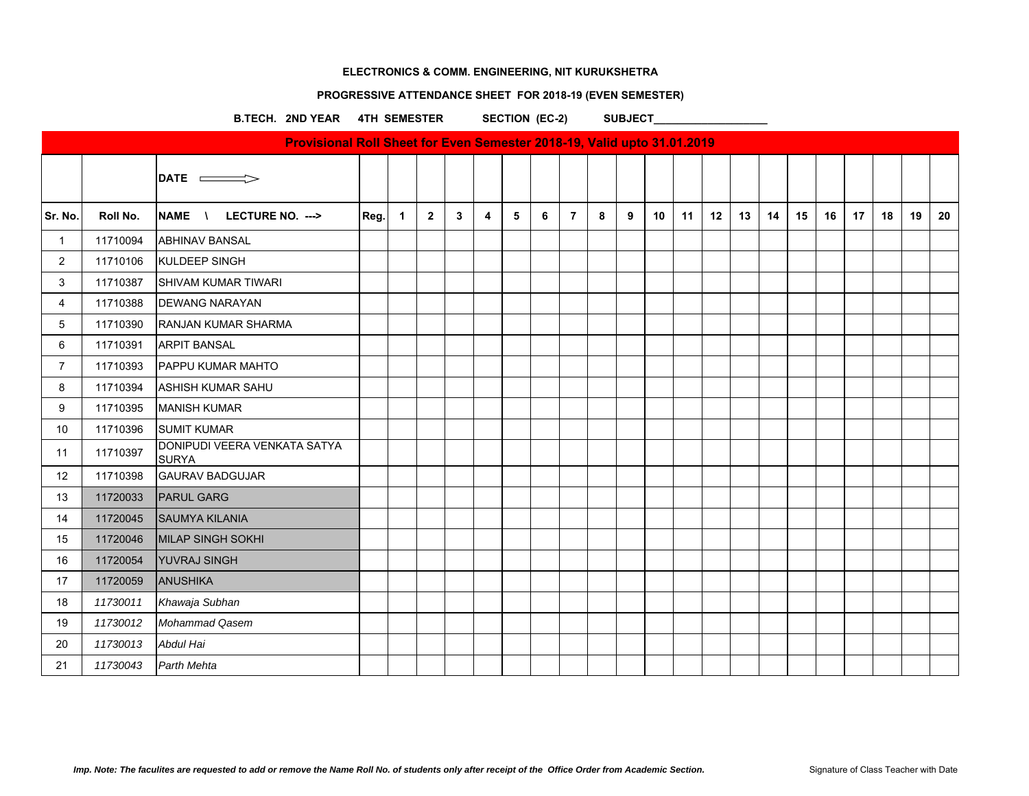**ELECTRONICS & COMM. ENGINEERING, NIT KURUKSHETRA**

**PROGRESSIVE ATTENDANCE SHEET FOR 2018-19 (EVEN SEMESTER)**

**B.TECH. 2ND YEAR 4TH SEMESTER SECTION (EC-2) SUBJECT___________________**

**Provisional Roll Sheet for Even Semester 2018-19, Valid upto 31.01.2019**

| | | **DATE ⟹** | | | | | | | | | | | | | | | | | | | | | |
|---|---|---|---|---|---|---|---|---|---|---|---|---|---|---|---|---|---|---|---|---|---|---|---|
| **Sr. No.** | **Roll No.** | **NAME \ LECTURE NO. --->** | **Reg.** | **1** | **2** | **3** | **4** | **5** | **6** | **7** | **8** | **9** | **10** | **11** | **12** | **13** | **14** | **15** | **16** | **17** | **18** | **19** | **20** |
| 1 | 11710094 | ABHINAV BANSAL | | | | | | | | | | | | | | | | | | | | | |
| 2 | 11710106 | KULDEEP SINGH | | | | | | | | | | | | | | | | | | | | | |
| 3 | 11710387 | SHIVAM KUMAR TIWARI | | | | | | | | | | | | | | | | | | | | | |
| 4 | 11710388 | DEWANG NARAYAN | | | | | | | | | | | | | | | | | | | | | |
| 5 | 11710390 | RANJAN KUMAR SHARMA | | | | | | | | | | | | | | | | | | | | | |
| 6 | 11710391 | ARPIT BANSAL | | | | | | | | | | | | | | | | | | | | | |
| 7 | 11710393 | PAPPU KUMAR MAHTO | | | | | | | | | | | | | | | | | | | | | |
| 8 | 11710394 | ASHISH KUMAR SAHU | | | | | | | | | | | | | | | | | | | | | |
| 9 | 11710395 | MANISH KUMAR | | | | | | | | | | | | | | | | | | | | | |
| 10 | 11710396 | SUMIT KUMAR | | | | | | | | | | | | | | | | | | | | | |
| 11 | 11710397 | DONIPUDI VEERA VENKATA SATYA SURYA | | | | | | | | | | | | | | | | | | | | | |
| 12 | 11710398 | GAURAV BADGUJAR | | | | | | | | | | | | | | | | | | | | | |
| 13 | 11720033 | PARUL GARG | | | | | | | | | | | | | | | | | | | | | |
| 14 | 11720045 | SAUMYA KILANIA | | | | | | | | | | | | | | | | | | | | | |
| 15 | 11720046 | MILAP SINGH SOKHI | | | | | | | | | | | | | | | | | | | | | |
| 16 | 11720054 | YUVRAJ SINGH | | | | | | | | | | | | | | | | | | | | | |
| 17 | 11720059 | ANUSHIKA | | | | | | | | | | | | | | | | | | | | | |
| 18 | *11730011* | *Khawaja Subhan* | | | | | | | | | | | | | | | | | | | | | |
| 19 | *11730012* | *Mohammad Qasem* | | | | | | | | | | | | | | | | | | | | | |
| 20 | *11730013* | *Abdul Hai* | | | | | | | | | | | | | | | | | | | | | |
| 21 | *11730043* | *Parth Mehta* | | | | | | | | | | | | | | | | | | | | | |

*Imp. Note: The faculites are requested to add or remove the Name Roll No. of students only after receipt of the Office Order from Academic Section.*

Signature of Class Teacher with Date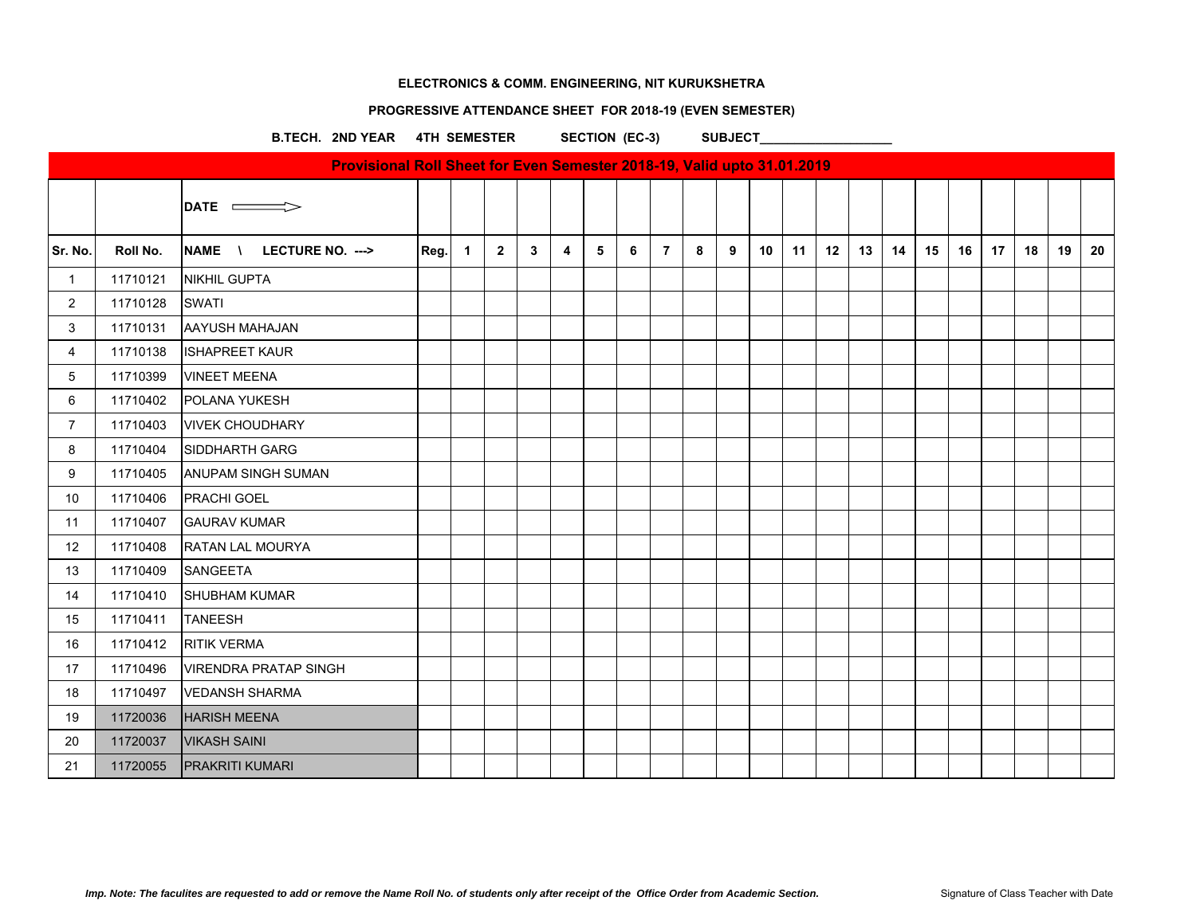**ELECTRONICS & COMM. ENGINEERING, NIT KURUKSHETRA**

**PROGRESSIVE ATTENDANCE SHEET FOR 2018-19 (EVEN SEMESTER)**

**B.TECH. 2ND YEAR 4TH SEMESTER SECTION (EC-3) SUBJECT___________________**

**Provisional Roll Sheet for Even Semester 2018-19, Valid upto 31.01.2019**

| | | DATE ⟹ | | | | | | | | | | | | | | | | | | | | | |
|---|---|---|---|---|---|---|---|---|---|---|---|---|---|---|---|---|---|---|---|---|---|---|---|
| **Sr. No.** | **Roll No.** | **NAME \ LECTURE NO. --->** | **Reg.** | **1** | **2** | **3** | **4** | **5** | **6** | **7** | **8** | **9** | **10** | **11** | **12** | **13** | **14** | **15** | **16** | **17** | **18** | **19** | **20** |
| 1 | 11710121 | NIKHIL GUPTA | | | | | | | | | | | | | | | | | | | | | |
| 2 | 11710128 | SWATI | | | | | | | | | | | | | | | | | | | | | |
| 3 | 11710131 | AAYUSH MAHAJAN | | | | | | | | | | | | | | | | | | | | | |
| 4 | 11710138 | ISHAPREET KAUR | | | | | | | | | | | | | | | | | | | | | |
| 5 | 11710399 | VINEET MEENA | | | | | | | | | | | | | | | | | | | | | |
| 6 | 11710402 | POLANA YUKESH | | | | | | | | | | | | | | | | | | | | | |
| 7 | 11710403 | VIVEK CHOUDHARY | | | | | | | | | | | | | | | | | | | | | |
| 8 | 11710404 | SIDDHARTH GARG | | | | | | | | | | | | | | | | | | | | | |
| 9 | 11710405 | ANUPAM SINGH SUMAN | | | | | | | | | | | | | | | | | | | | | |
| 10 | 11710406 | PRACHI GOEL | | | | | | | | | | | | | | | | | | | | | |
| 11 | 11710407 | GAURAV KUMAR | | | | | | | | | | | | | | | | | | | | | |
| 12 | 11710408 | RATAN LAL MOURYA | | | | | | | | | | | | | | | | | | | | | |
| 13 | 11710409 | SANGEETA | | | | | | | | | | | | | | | | | | | | | |
| 14 | 11710410 | SHUBHAM KUMAR | | | | | | | | | | | | | | | | | | | | | |
| 15 | 11710411 | TANEESH | | | | | | | | | | | | | | | | | | | | | |
| 16 | 11710412 | RITIK VERMA | | | | | | | | | | | | | | | | | | | | | |
| 17 | 11710496 | VIRENDRA PRATAP SINGH | | | | | | | | | | | | | | | | | | | | | |
| 18 | 11710497 | VEDANSH SHARMA | | | | | | | | | | | | | | | | | | | | | |
| 19 | 11720036 | HARISH MEENA | | | | | | | | | | | | | | | | | | | | | |
| 20 | 11720037 | VIKASH SAINI | | | | | | | | | | | | | | | | | | | | | |
| 21 | 11720055 | PRAKRITI KUMARI | | | | | | | | | | | | | | | | | | | | | |

*Imp. Note: The faculites are requested to add or remove the Name Roll No. of students only after receipt of the Office Order from Academic Section.*

Signature of Class Teacher with Date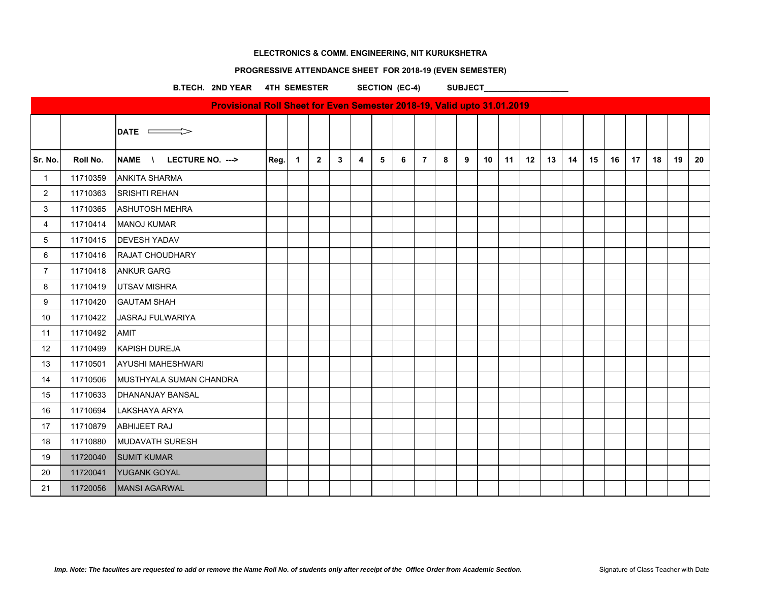**ELECTRONICS & COMM. ENGINEERING, NIT KURUKSHETRA**

**PROGRESSIVE ATTENDANCE SHEET FOR 2018-19 (EVEN SEMESTER)**

**B.TECH. 2ND YEAR 4TH SEMESTER SECTION (EC-4) SUBJECT___________________**

**Provisional Roll Sheet for Even Semester 2018-19, Valid upto 31.01.2019**

| | | DATE ⟹ | | | | | | | | | | | | | | | | | | | | | |
|---|---|---|---|---|---|---|---|---|---|---|---|---|---|---|---|---|---|---|---|---|---|---|---|
| **Sr. No.** | **Roll No.** | **NAME \ LECTURE NO. --->** | **Reg.** | **1** | **2** | **3** | **4** | **5** | **6** | **7** | **8** | **9** | **10** | **11** | **12** | **13** | **14** | **15** | **16** | **17** | **18** | **19** | **20** |
| 1 | 11710359 | ANKITA SHARMA | | | | | | | | | | | | | | | | | | | | | |
| 2 | 11710363 | SRISHTI REHAN | | | | | | | | | | | | | | | | | | | | | |
| 3 | 11710365 | ASHUTOSH MEHRA | | | | | | | | | | | | | | | | | | | | | |
| 4 | 11710414 | MANOJ KUMAR | | | | | | | | | | | | | | | | | | | | | |
| 5 | 11710415 | DEVESH YADAV | | | | | | | | | | | | | | | | | | | | | |
| 6 | 11710416 | RAJAT CHOUDHARY | | | | | | | | | | | | | | | | | | | | | |
| 7 | 11710418 | ANKUR GARG | | | | | | | | | | | | | | | | | | | | | |
| 8 | 11710419 | UTSAV MISHRA | | | | | | | | | | | | | | | | | | | | | |
| 9 | 11710420 | GAUTAM SHAH | | | | | | | | | | | | | | | | | | | | | |
| 10 | 11710422 | JASRAJ FULWARIYA | | | | | | | | | | | | | | | | | | | | | |
| 11 | 11710492 | AMIT | | | | | | | | | | | | | | | | | | | | | |
| 12 | 11710499 | KAPISH DUREJA | | | | | | | | | | | | | | | | | | | | | |
| 13 | 11710501 | AYUSHI MAHESHWARI | | | | | | | | | | | | | | | | | | | | | |
| 14 | 11710506 | MUSTHYALA SUMAN CHANDRA | | | | | | | | | | | | | | | | | | | | | |
| 15 | 11710633 | DHANANJAY BANSAL | | | | | | | | | | | | | | | | | | | | | |
| 16 | 11710694 | LAKSHAYA ARYA | | | | | | | | | | | | | | | | | | | | | |
| 17 | 11710879 | ABHIJEET RAJ | | | | | | | | | | | | | | | | | | | | | |
| 18 | 11710880 | MUDAVATH SURESH | | | | | | | | | | | | | | | | | | | | | |
| 19 | 11720040 | SUMIT KUMAR | | | | | | | | | | | | | | | | | | | | | |
| 20 | 11720041 | YUGANK GOYAL | | | | | | | | | | | | | | | | | | | | | |
| 21 | 11720056 | MANSI AGARWAL | | | | | | | | | | | | | | | | | | | | | |

*Imp. Note: The faculites are requested to add or remove the Name Roll No. of students only after receipt of the Office Order from Academic Section.*

Signature of Class Teacher with Date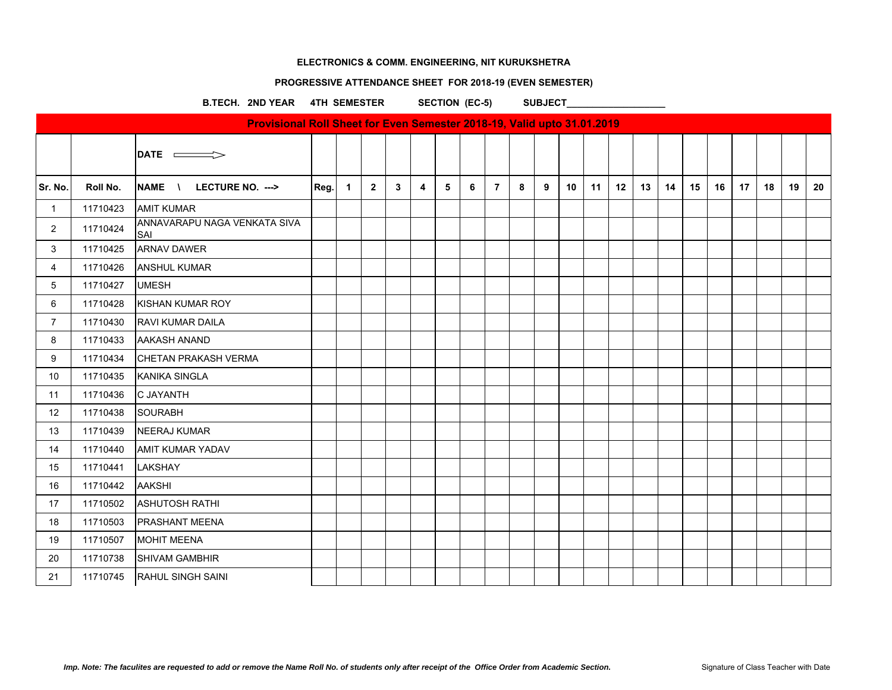**ELECTRONICS & COMM. ENGINEERING, NIT KURUKSHETRA**

**PROGRESSIVE ATTENDANCE SHEET FOR 2018-19 (EVEN SEMESTER)**

**B.TECH. 2ND YEAR 4TH SEMESTER SECTION (EC-5) SUBJECT___________________**

**Provisional Roll Sheet for Even Semester 2018-19, Valid upto 31.01.2019**

| | | DATE ⟹ | | | | | | | | | | | | | | | | | | | | | |
|---|---|---|---|---|---|---|---|---|---|---|---|---|---|---|---|---|---|---|---|---|---|---|---|
| Sr. No. | Roll No. | NAME \ LECTURE NO. ---> | Reg. | 1 | 2 | 3 | 4 | 5 | 6 | 7 | 8 | 9 | 10 | 11 | 12 | 13 | 14 | 15 | 16 | 17 | 18 | 19 | 20 |
| 1 | 11710423 | AMIT KUMAR | | | | | | | | | | | | | | | | | | | | | |
| 2 | 11710424 | ANNAVARAPU NAGA VENKATA SIVA SAI | | | | | | | | | | | | | | | | | | | | | |
| 3 | 11710425 | ARNAV DAWER | | | | | | | | | | | | | | | | | | | | | |
| 4 | 11710426 | ANSHUL KUMAR | | | | | | | | | | | | | | | | | | | | | |
| 5 | 11710427 | UMESH | | | | | | | | | | | | | | | | | | | | | |
| 6 | 11710428 | KISHAN KUMAR ROY | | | | | | | | | | | | | | | | | | | | | |
| 7 | 11710430 | RAVI KUMAR DAILA | | | | | | | | | | | | | | | | | | | | | |
| 8 | 11710433 | AAKASH ANAND | | | | | | | | | | | | | | | | | | | | | |
| 9 | 11710434 | CHETAN PRAKASH VERMA | | | | | | | | | | | | | | | | | | | | | |
| 10 | 11710435 | KANIKA SINGLA | | | | | | | | | | | | | | | | | | | | | |
| 11 | 11710436 | C JAYANTH | | | | | | | | | | | | | | | | | | | | | |
| 12 | 11710438 | SOURABH | | | | | | | | | | | | | | | | | | | | | |
| 13 | 11710439 | NEERAJ KUMAR | | | | | | | | | | | | | | | | | | | | | |
| 14 | 11710440 | AMIT KUMAR YADAV | | | | | | | | | | | | | | | | | | | | | |
| 15 | 11710441 | LAKSHAY | | | | | | | | | | | | | | | | | | | | | |
| 16 | 11710442 | AAKSHI | | | | | | | | | | | | | | | | | | | | | |
| 17 | 11710502 | ASHUTOSH RATHI | | | | | | | | | | | | | | | | | | | | | |
| 18 | 11710503 | PRASHANT MEENA | | | | | | | | | | | | | | | | | | | | | |
| 19 | 11710507 | MOHIT MEENA | | | | | | | | | | | | | | | | | | | | | |
| 20 | 11710738 | SHIVAM GAMBHIR | | | | | | | | | | | | | | | | | | | | | |
| 21 | 11710745 | RAHUL SINGH SAINI | | | | | | | | | | | | | | | | | | | | | |

***Imp. Note: The faculites are requested to add or remove the Name Roll No. of students only after receipt of the Office Order from Academic Section.***

Signature of Class Teacher with Date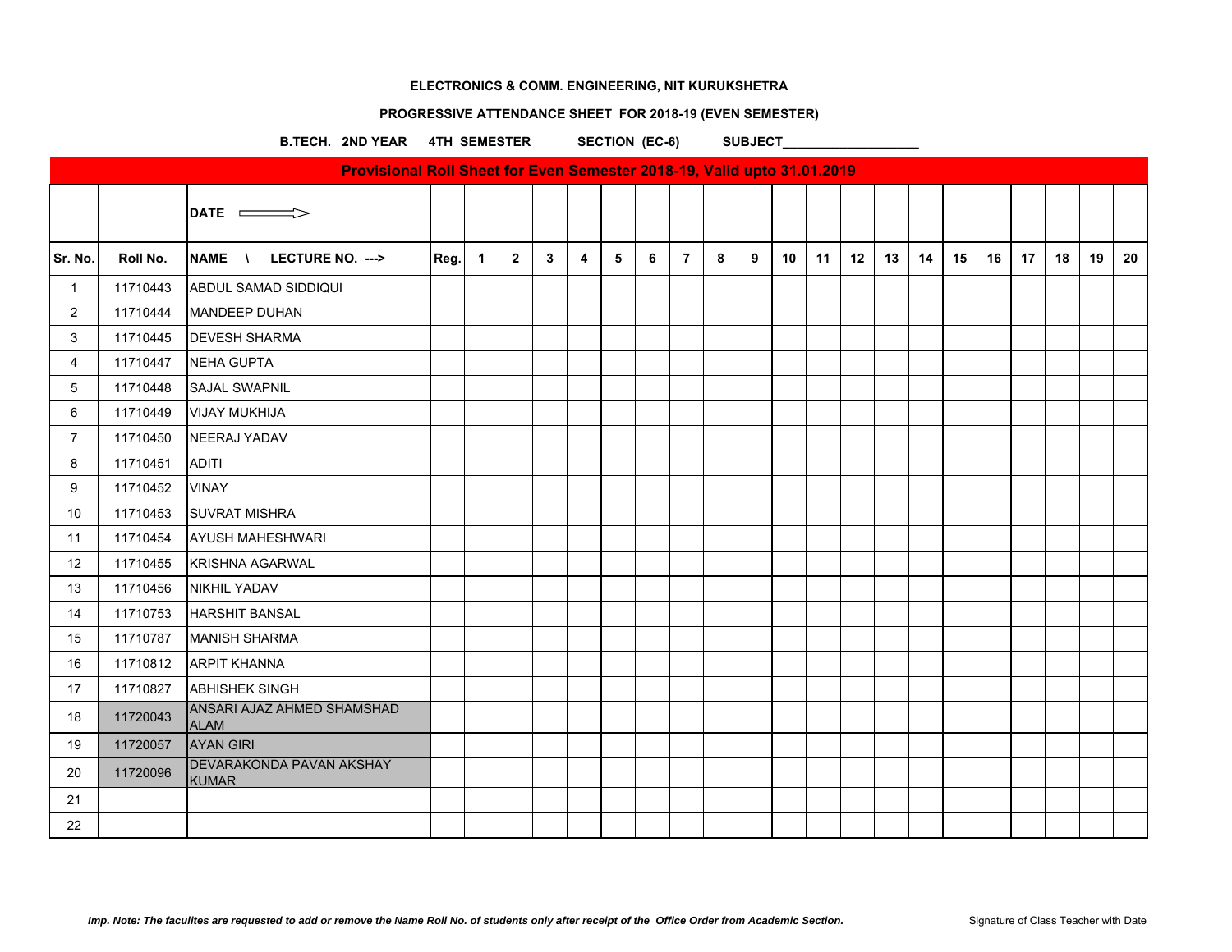**ELECTRONICS & COMM. ENGINEERING, NIT KURUKSHETRA**

**PROGRESSIVE ATTENDANCE SHEET FOR 2018-19 (EVEN SEMESTER)**

**B.TECH. 2ND YEAR 4TH SEMESTER SECTION (EC-6) SUBJECT___________________**

**Provisional Roll Sheet for Even Semester 2018-19, Valid upto 31.01.2019**

| | | DATE ⇒ | | | | | | | | | | | | | | | | | | | | | |
|---|---|---|---|---|---|---|---|---|---|---|---|---|---|---|---|---|---|---|---|---|---|---|---|
| Sr. No. | Roll No. | NAME \ LECTURE NO. ---> | Reg. | 1 | 2 | 3 | 4 | 5 | 6 | 7 | 8 | 9 | 10 | 11 | 12 | 13 | 14 | 15 | 16 | 17 | 18 | 19 | 20 |
| 1 | 11710443 | ABDUL SAMAD SIDDIQUI | | | | | | | | | | | | | | | | | | | | | |
| 2 | 11710444 | MANDEEP DUHAN | | | | | | | | | | | | | | | | | | | | | |
| 3 | 11710445 | DEVESH SHARMA | | | | | | | | | | | | | | | | | | | | | |
| 4 | 11710447 | NEHA GUPTA | | | | | | | | | | | | | | | | | | | | | |
| 5 | 11710448 | SAJAL SWAPNIL | | | | | | | | | | | | | | | | | | | | | |
| 6 | 11710449 | VIJAY MUKHIJA | | | | | | | | | | | | | | | | | | | | | |
| 7 | 11710450 | NEERAJ YADAV | | | | | | | | | | | | | | | | | | | | | |
| 8 | 11710451 | ADITI | | | | | | | | | | | | | | | | | | | | | |
| 9 | 11710452 | VINAY | | | | | | | | | | | | | | | | | | | | | |
| 10 | 11710453 | SUVRAT MISHRA | | | | | | | | | | | | | | | | | | | | | |
| 11 | 11710454 | AYUSH MAHESHWARI | | | | | | | | | | | | | | | | | | | | | |
| 12 | 11710455 | KRISHNA AGARWAL | | | | | | | | | | | | | | | | | | | | | |
| 13 | 11710456 | NIKHIL YADAV | | | | | | | | | | | | | | | | | | | | | |
| 14 | 11710753 | HARSHIT BANSAL | | | | | | | | | | | | | | | | | | | | | |
| 15 | 11710787 | MANISH SHARMA | | | | | | | | | | | | | | | | | | | | | |
| 16 | 11710812 | ARPIT KHANNA | | | | | | | | | | | | | | | | | | | | | |
| 17 | 11710827 | ABHISHEK SINGH | | | | | | | | | | | | | | | | | | | | | |
| 18 | 11720043 | ANSARI AJAZ AHMED SHAMSHAD ALAM | | | | | | | | | | | | | | | | | | | | | |
| 19 | 11720057 | AYAN GIRI | | | | | | | | | | | | | | | | | | | | | |
| 20 | 11720096 | DEVARAKONDA PAVAN AKSHAY KUMAR | | | | | | | | | | | | | | | | | | | | | |
| 21 | | | | | | | | | | | | | | | | | | | | | | | |
| 22 | | | | | | | | | | | | | | | | | | | | | | | |

*Imp. Note: The faculites are requested to add or remove the Name Roll No. of students only after receipt of the Office Order from Academic Section.*

Signature of Class Teacher with Date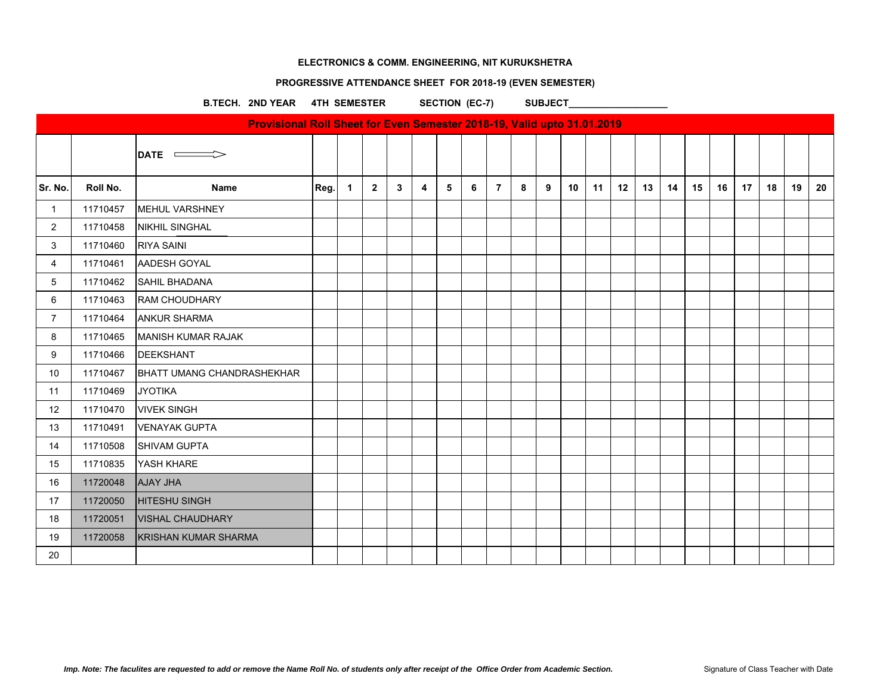**ELECTRONICS & COMM. ENGINEERING, NIT KURUKSHETRA**

**PROGRESSIVE ATTENDANCE SHEET FOR 2018-19 (EVEN SEMESTER)**

**B.TECH. 2ND YEAR 4TH SEMESTER SECTION (EC-7) SUBJECT___________________**

**Provisional Roll Sheet for Even Semester 2018-19, Valid upto 31.01.2019**

| | | DATE ⇒ | | | | | | | | | | | | | | | | | | | | | |
|---|---|---|---|---|---|---|---|---|---|---|---|---|---|---|---|---|---|---|---|---|---|---|---|
| **Sr. No.** | **Roll No.** | **Name** | **Reg.** | **1** | **2** | **3** | **4** | **5** | **6** | **7** | **8** | **9** | **10** | **11** | **12** | **13** | **14** | **15** | **16** | **17** | **18** | **19** | **20** |
| 1 | 11710457 | MEHUL VARSHNEY | | | | | | | | | | | | | | | | | | | | | |
| 2 | 11710458 | NIKHIL SINGHAL | | | | | | | | | | | | | | | | | | | | | |
| 3 | 11710460 | RIYA SAINI | | | | | | | | | | | | | | | | | | | | | |
| 4 | 11710461 | AADESH GOYAL | | | | | | | | | | | | | | | | | | | | | |
| 5 | 11710462 | SAHIL BHADANA | | | | | | | | | | | | | | | | | | | | | |
| 6 | 11710463 | RAM CHOUDHARY | | | | | | | | | | | | | | | | | | | | | |
| 7 | 11710464 | ANKUR SHARMA | | | | | | | | | | | | | | | | | | | | | |
| 8 | 11710465 | MANISH KUMAR RAJAK | | | | | | | | | | | | | | | | | | | | | |
| 9 | 11710466 | DEEKSHANT | | | | | | | | | | | | | | | | | | | | | |
| 10 | 11710467 | BHATT UMANG CHANDRASHEKHAR | | | | | | | | | | | | | | | | | | | | | |
| 11 | 11710469 | JYOTIKA | | | | | | | | | | | | | | | | | | | | | |
| 12 | 11710470 | VIVEK SINGH | | | | | | | | | | | | | | | | | | | | | |
| 13 | 11710491 | VENAYAK GUPTA | | | | | | | | | | | | | | | | | | | | | |
| 14 | 11710508 | SHIVAM GUPTA | | | | | | | | | | | | | | | | | | | | | |
| 15 | 11710835 | YASH KHARE | | | | | | | | | | | | | | | | | | | | | |
| 16 | 11720048 | AJAY JHA | | | | | | | | | | | | | | | | | | | | | |
| 17 | 11720050 | HITESHU SINGH | | | | | | | | | | | | | | | | | | | | | |
| 18 | 11720051 | VISHAL CHAUDHARY | | | | | | | | | | | | | | | | | | | | | |
| 19 | 11720058 | KRISHAN KUMAR SHARMA | | | | | | | | | | | | | | | | | | | | | |
| 20 | | | | | | | | | | | | | | | | | | | | | | | |

***Imp. Note: The faculites are requested to add or remove the Name Roll No. of students only after receipt of the Office Order from Academic Section.***

Signature of Class Teacher with Date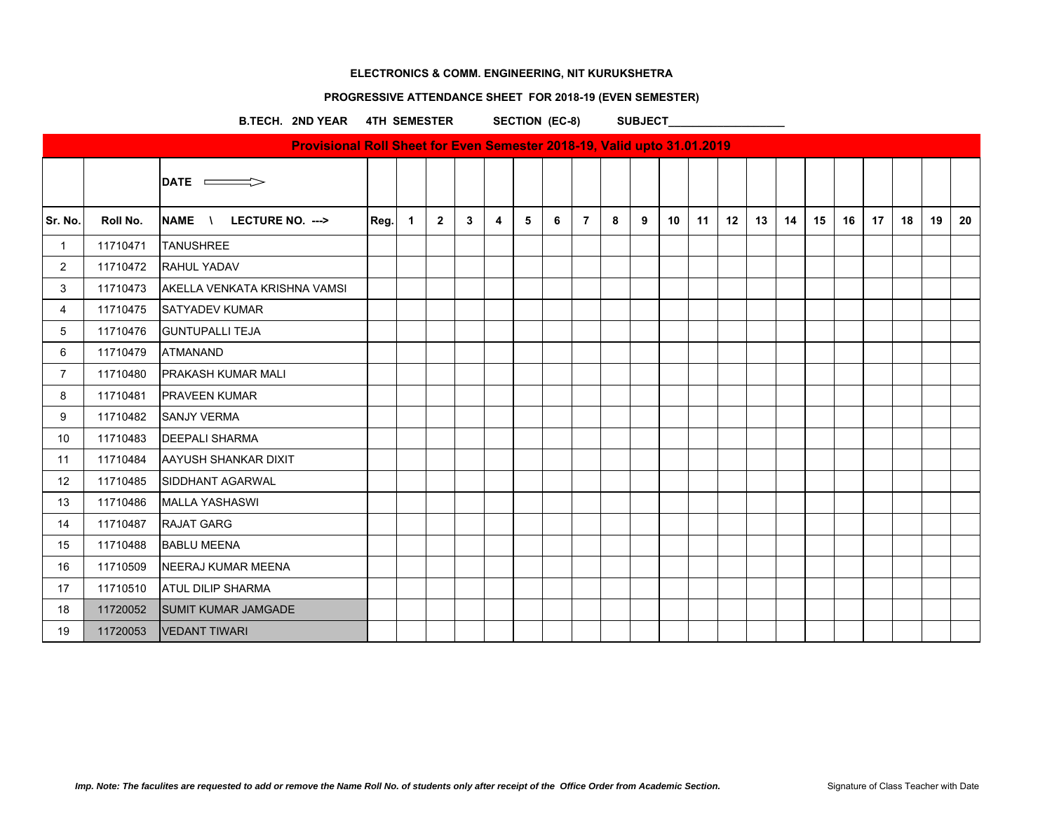ELECTRONICS & COMM. ENGINEERING, NIT KURUKSHETRA

PROGRESSIVE ATTENDANCE SHEET FOR 2018-19 (EVEN SEMESTER)

B.TECH. 2ND YEAR 4TH SEMESTER SECTION (EC-8) SUBJECT___________________

**Provisional Roll Sheet for Even Semester 2018-19, Valid upto 31.01.2019**

| | | DATE ⟹ | | | | | | | | | | | | | | | | | | | | | |
|---|---|---|---|---|---|---|---|---|---|---|---|---|---|---|---|---|---|---|---|---|---|---|---|
| **Sr. No.** | **Roll No.** | **NAME \ LECTURE NO. --->** | **Reg.** | **1** | **2** | **3** | **4** | **5** | **6** | **7** | **8** | **9** | **10** | **11** | **12** | **13** | **14** | **15** | **16** | **17** | **18** | **19** | **20** |
| 1 | 11710471 | TANUSHREE | | | | | | | | | | | | | | | | | | | | | |
| 2 | 11710472 | RAHUL YADAV | | | | | | | | | | | | | | | | | | | | | |
| 3 | 11710473 | AKELLA VENKATA KRISHNA VAMSI | | | | | | | | | | | | | | | | | | | | | |
| 4 | 11710475 | SATYADEV KUMAR | | | | | | | | | | | | | | | | | | | | | |
| 5 | 11710476 | GUNTUPALLI TEJA | | | | | | | | | | | | | | | | | | | | | |
| 6 | 11710479 | ATMANAND | | | | | | | | | | | | | | | | | | | | | |
| 7 | 11710480 | PRAKASH KUMAR MALI | | | | | | | | | | | | | | | | | | | | | |
| 8 | 11710481 | PRAVEEN KUMAR | | | | | | | | | | | | | | | | | | | | | |
| 9 | 11710482 | SANJY VERMA | | | | | | | | | | | | | | | | | | | | | |
| 10 | 11710483 | DEEPALI SHARMA | | | | | | | | | | | | | | | | | | | | | |
| 11 | 11710484 | AAYUSH SHANKAR DIXIT | | | | | | | | | | | | | | | | | | | | | |
| 12 | 11710485 | SIDDHANT AGARWAL | | | | | | | | | | | | | | | | | | | | | |
| 13 | 11710486 | MALLA YASHASWI | | | | | | | | | | | | | | | | | | | | | |
| 14 | 11710487 | RAJAT GARG | | | | | | | | | | | | | | | | | | | | | |
| 15 | 11710488 | BABLU MEENA | | | | | | | | | | | | | | | | | | | | | |
| 16 | 11710509 | NEERAJ KUMAR MEENA | | | | | | | | | | | | | | | | | | | | | |
| 17 | 11710510 | ATUL DILIP SHARMA | | | | | | | | | | | | | | | | | | | | | |
| 18 | 11720052 | SUMIT KUMAR JAMGADE | | | | | | | | | | | | | | | | | | | | | |
| 19 | 11720053 | VEDANT TIWARI | | | | | | | | | | | | | | | | | | | | | |

*Imp. Note: The faculites are requested to add or remove the Name Roll No. of students only after receipt of the Office Order from Academic Section.*

Signature of Class Teacher with Date